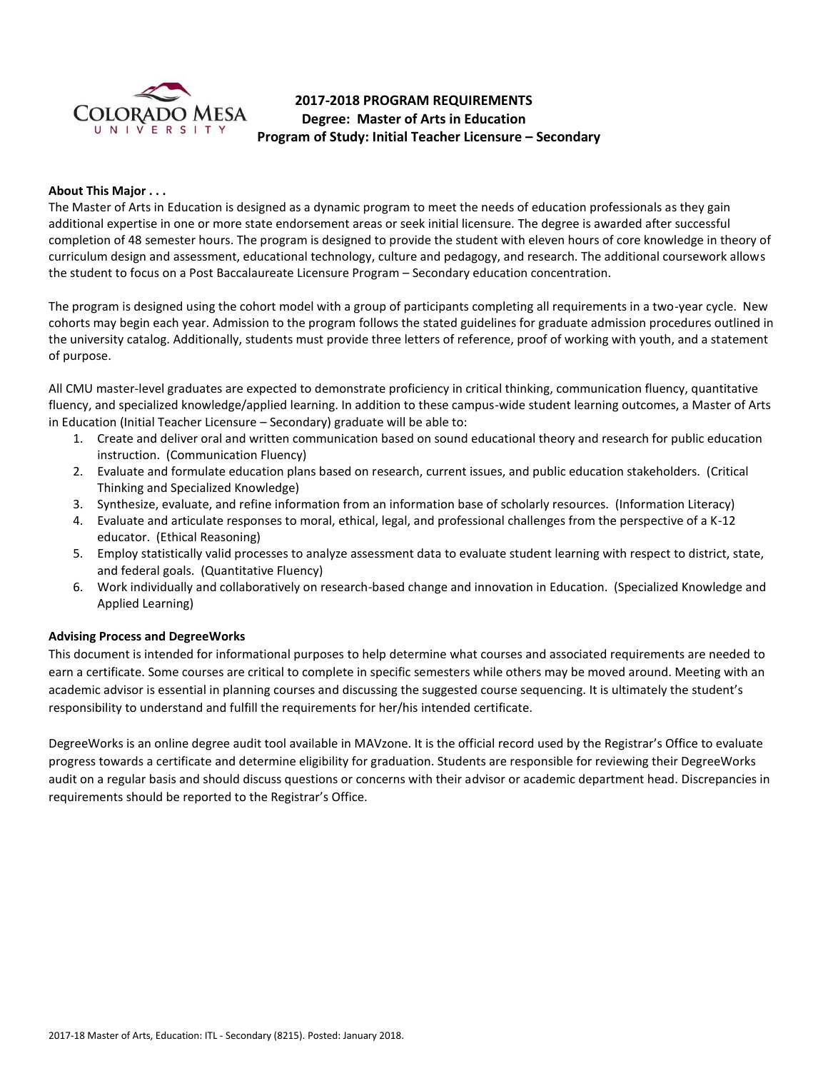# 2017-2018 PROGRAM REQUIREMENTS

**Degree: Master of Arts in Education**

**Program of Study: Initial Teacher Licensure – Secondary**

**About This Major . . .**

The Master of Arts in Education is designed as a dynamic program to meet the needs of education professionals as they gain additional expertise in one or more state endorsement areas or seek initial licensure. The degree is awarded after successful completion of 48 semester hours. The program is designed to provide the student with eleven hours of core knowledge in theory of curriculum design and assessment, educational technology, culture and pedagogy, and research. The additional coursework allows the student to focus on a Post Baccalaureate Licensure Program – Secondary education concentration.

The program is designed using the cohort model with a group of participants completing all requirements in a two-year cycle. New cohorts may begin each year. Admission to the program follows the stated guidelines for graduate admission procedures outlined in the university catalog. Additionally, students must provide three letters of reference, proof of working with youth, and a statement of purpose.

All CMU master-level graduates are expected to demonstrate proficiency in critical thinking, communication fluency, quantitative fluency, and specialized knowledge/applied learning. In addition to these campus-wide student learning outcomes, a Master of Arts in Education (Initial Teacher Licensure – Secondary) graduate will be able to:

1. Create and deliver oral and written communication based on sound educational theory and research for public education instruction. (Communication Fluency)
2. Evaluate and formulate education plans based on research, current issues, and public education stakeholders. (Critical Thinking and Specialized Knowledge)
3. Synthesize, evaluate, and refine information from an information base of scholarly resources. (Information Literacy)
4. Evaluate and articulate responses to moral, ethical, legal, and professional challenges from the perspective of a K-12 educator. (Ethical Reasoning)
5. Employ statistically valid processes to analyze assessment data to evaluate student learning with respect to district, state, and federal goals. (Quantitative Fluency)
6. Work individually and collaboratively on research-based change and innovation in Education. (Specialized Knowledge and Applied Learning)

**Advising Process and DegreeWorks**

This document is intended for informational purposes to help determine what courses and associated requirements are needed to earn a certificate. Some courses are critical to complete in specific semesters while others may be moved around. Meeting with an academic advisor is essential in planning courses and discussing the suggested course sequencing. It is ultimately the student's responsibility to understand and fulfill the requirements for her/his intended certificate.

DegreeWorks is an online degree audit tool available in MAVzone. It is the official record used by the Registrar's Office to evaluate progress towards a certificate and determine eligibility for graduation. Students are responsible for reviewing their DegreeWorks audit on a regular basis and should discuss questions or concerns with their advisor or academic department head. Discrepancies in requirements should be reported to the Registrar's Office.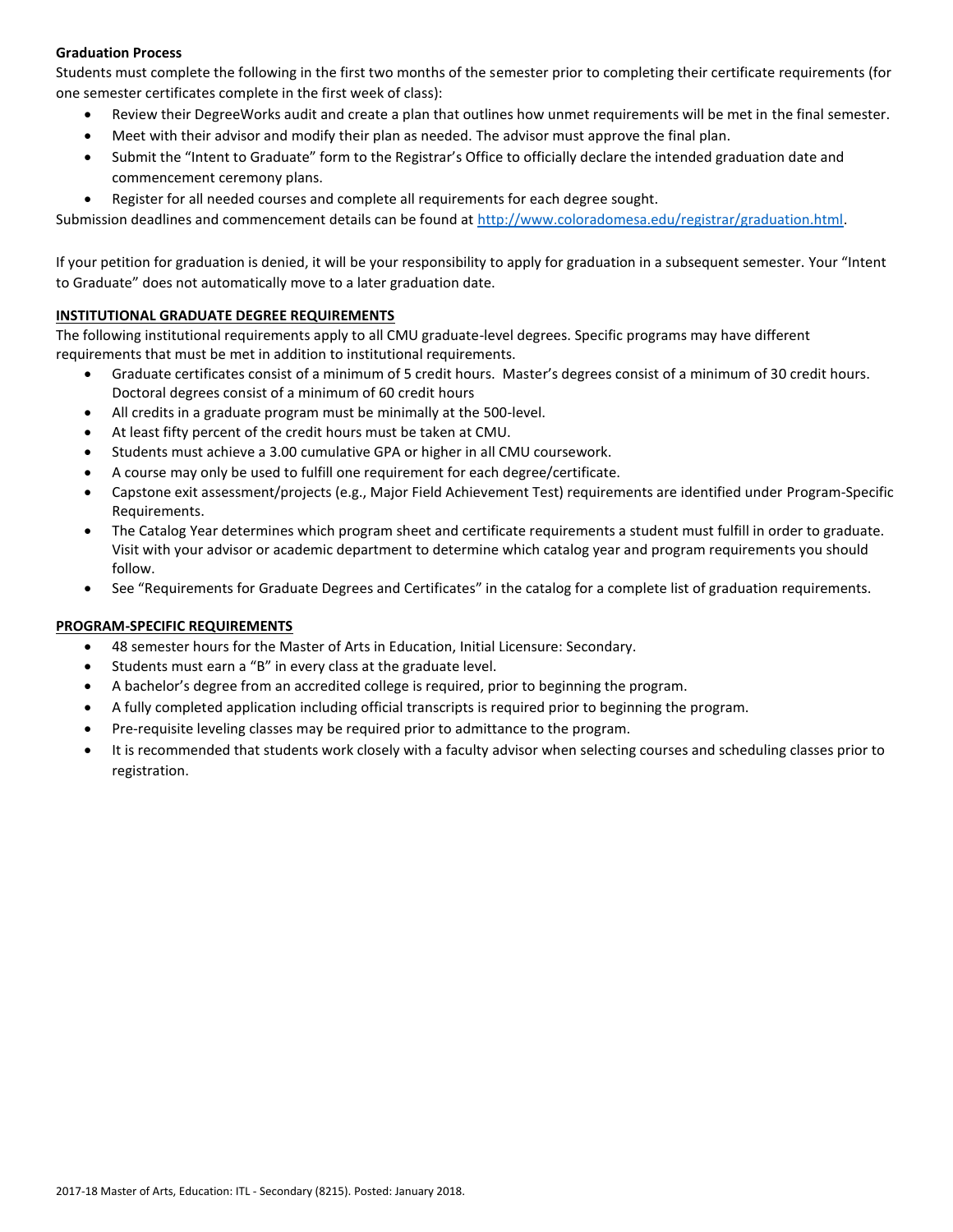**Graduation Process**

Students must complete the following in the first two months of the semester prior to completing their certificate requirements (for one semester certificates complete in the first week of class):

- Review their DegreeWorks audit and create a plan that outlines how unmet requirements will be met in the final semester.
- Meet with their advisor and modify their plan as needed. The advisor must approve the final plan.
- Submit the "Intent to Graduate" form to the Registrar's Office to officially declare the intended graduation date and commencement ceremony plans.
- Register for all needed courses and complete all requirements for each degree sought.

Submission deadlines and commencement details can be found at http://www.coloradomesa.edu/registrar/graduation.html.

If your petition for graduation is denied, it will be your responsibility to apply for graduation in a subsequent semester. Your "Intent to Graduate" does not automatically move to a later graduation date.

**INSTITUTIONAL GRADUATE DEGREE REQUIREMENTS**

The following institutional requirements apply to all CMU graduate-level degrees. Specific programs may have different requirements that must be met in addition to institutional requirements.

- Graduate certificates consist of a minimum of 5 credit hours. Master's degrees consist of a minimum of 30 credit hours. Doctoral degrees consist of a minimum of 60 credit hours
- All credits in a graduate program must be minimally at the 500-level.
- At least fifty percent of the credit hours must be taken at CMU.
- Students must achieve a 3.00 cumulative GPA or higher in all CMU coursework.
- A course may only be used to fulfill one requirement for each degree/certificate.
- Capstone exit assessment/projects (e.g., Major Field Achievement Test) requirements are identified under Program-Specific Requirements.
- The Catalog Year determines which program sheet and certificate requirements a student must fulfill in order to graduate. Visit with your advisor or academic department to determine which catalog year and program requirements you should follow.
- See "Requirements for Graduate Degrees and Certificates" in the catalog for a complete list of graduation requirements.

**PROGRAM-SPECIFIC REQUIREMENTS**

- 48 semester hours for the Master of Arts in Education, Initial Licensure: Secondary.
- Students must earn a "B" in every class at the graduate level.
- A bachelor's degree from an accredited college is required, prior to beginning the program.
- A fully completed application including official transcripts is required prior to beginning the program.
- Pre-requisite leveling classes may be required prior to admittance to the program.
- It is recommended that students work closely with a faculty advisor when selecting courses and scheduling classes prior to registration.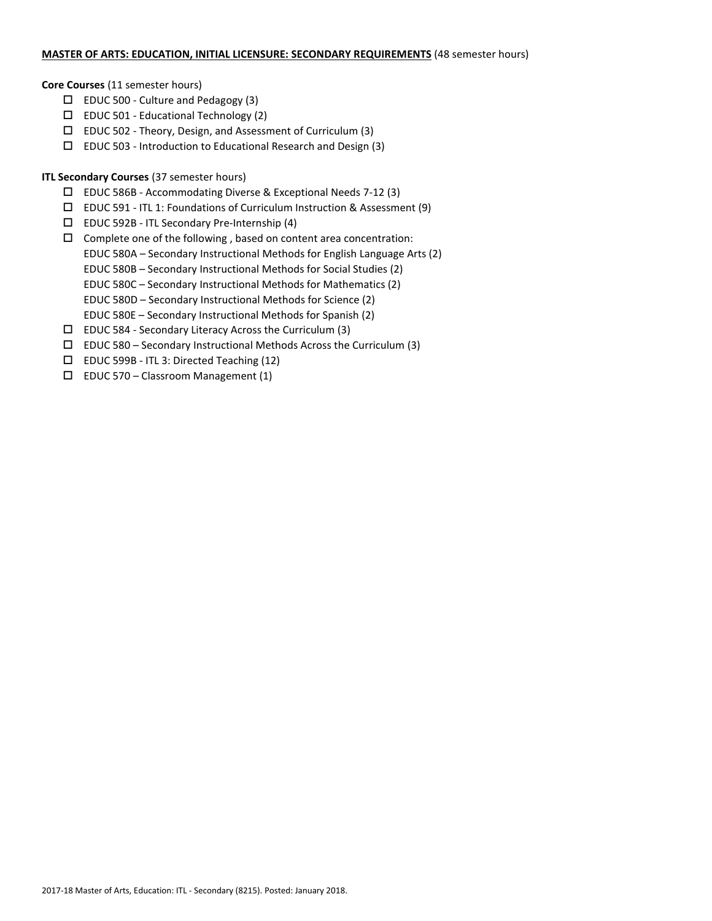**MASTER OF ARTS: EDUCATION, INITIAL LICENSURE: SECONDARY REQUIREMENTS** (48 semester hours)

**Core Courses** (11 semester hours)

- ☐ EDUC 500 - Culture and Pedagogy (3)
- ☐ EDUC 501 - Educational Technology (2)
- ☐ EDUC 502 - Theory, Design, and Assessment of Curriculum (3)
- ☐ EDUC 503 - Introduction to Educational Research and Design (3)

**ITL Secondary Courses** (37 semester hours)

- ☐ EDUC 586B - Accommodating Diverse & Exceptional Needs 7-12 (3)
- ☐ EDUC 591 - ITL 1: Foundations of Curriculum Instruction & Assessment (9)
- ☐ EDUC 592B - ITL Secondary Pre-Internship (4)
- ☐ Complete one of the following , based on content area concentration:
  EDUC 580A – Secondary Instructional Methods for English Language Arts (2)
  EDUC 580B – Secondary Instructional Methods for Social Studies (2)
  EDUC 580C – Secondary Instructional Methods for Mathematics (2)
  EDUC 580D – Secondary Instructional Methods for Science (2)
  EDUC 580E – Secondary Instructional Methods for Spanish (2)
- ☐ EDUC 584 - Secondary Literacy Across the Curriculum (3)
- ☐ EDUC 580 – Secondary Instructional Methods Across the Curriculum (3)
- ☐ EDUC 599B - ITL 3: Directed Teaching (12)
- ☐ EDUC 570 – Classroom Management (1)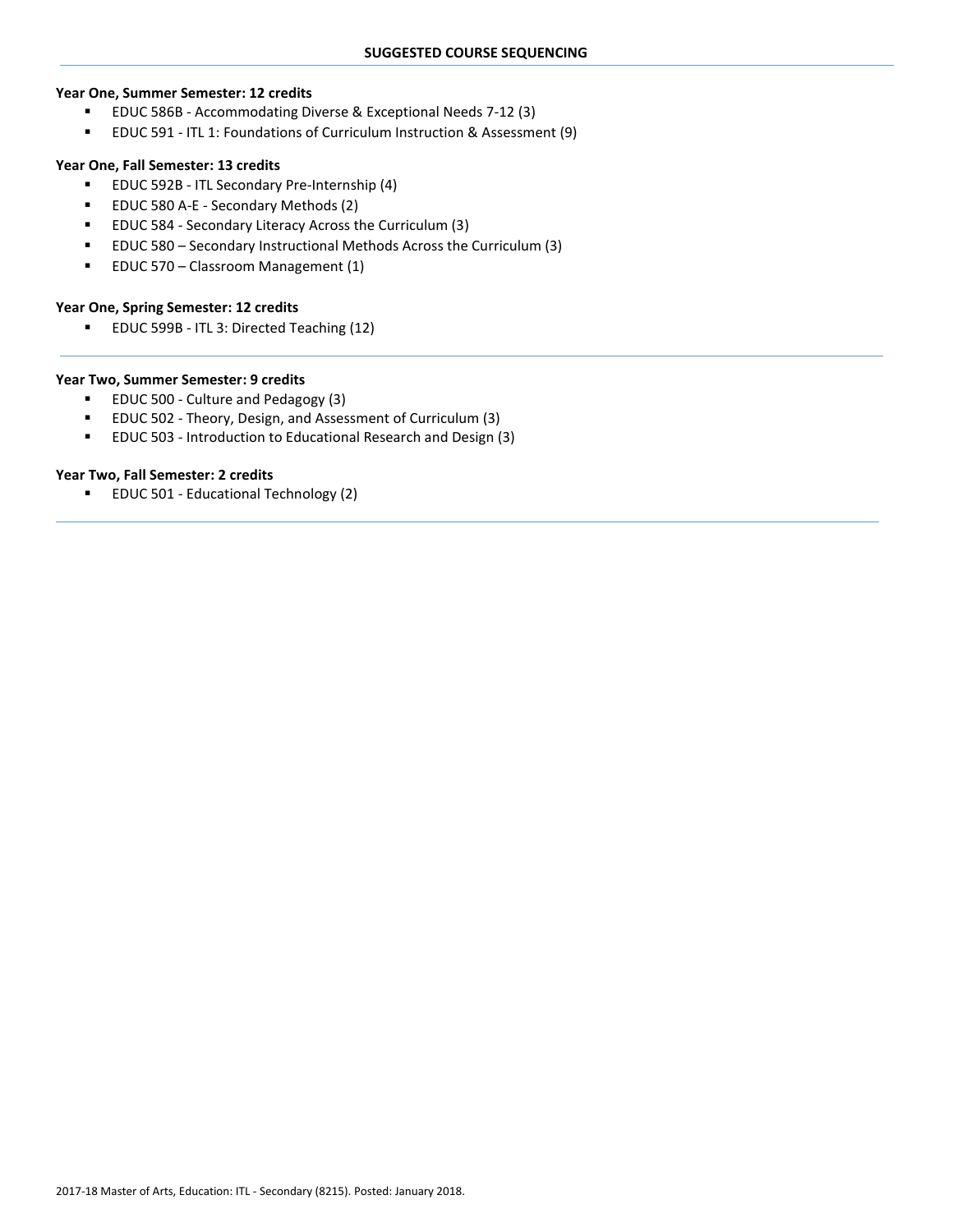## SUGGESTED COURSE SEQUENCING

**Year One, Summer Semester: 12 credits**

- EDUC 586B - Accommodating Diverse & Exceptional Needs 7-12 (3)
- EDUC 591 - ITL 1: Foundations of Curriculum Instruction & Assessment (9)

**Year One, Fall Semester: 13 credits**

- EDUC 592B - ITL Secondary Pre-Internship (4)
- EDUC 580 A-E - Secondary Methods (2)
- EDUC 584 - Secondary Literacy Across the Curriculum (3)
- EDUC 580 – Secondary Instructional Methods Across the Curriculum (3)
- EDUC 570 – Classroom Management (1)

**Year One, Spring Semester: 12 credits**

- EDUC 599B - ITL 3: Directed Teaching (12)

---

**Year Two, Summer Semester: 9 credits**

- EDUC 500 - Culture and Pedagogy (3)
- EDUC 502 - Theory, Design, and Assessment of Curriculum (3)
- EDUC 503 - Introduction to Educational Research and Design (3)

**Year Two, Fall Semester: 2 credits**

- EDUC 501 - Educational Technology (2)

---